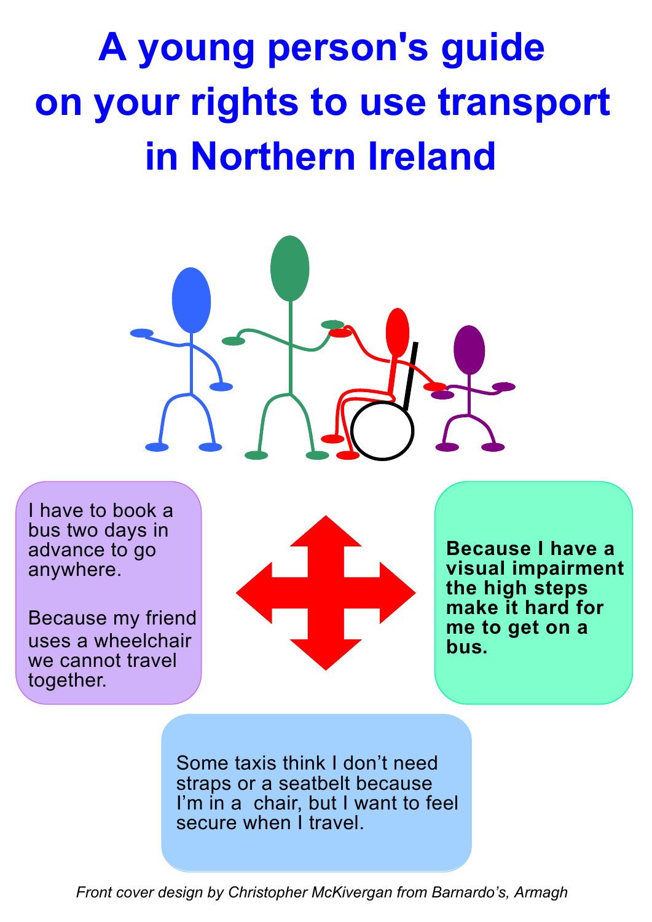# A young person's guide on your rights to use transport in Northern Ireland

I have to book a bus two days in advance to go anywhere.

Because my friend uses a wheelchair we cannot travel together.

**Because I have a visual impairment the high steps make it hard for me to get on a bus.**

Some taxis think I don't need straps or a seatbelt because I'm in a chair, but I want to feel secure when I travel.

*Front cover design by Christopher McKivergan from Barnardo's, Armagh*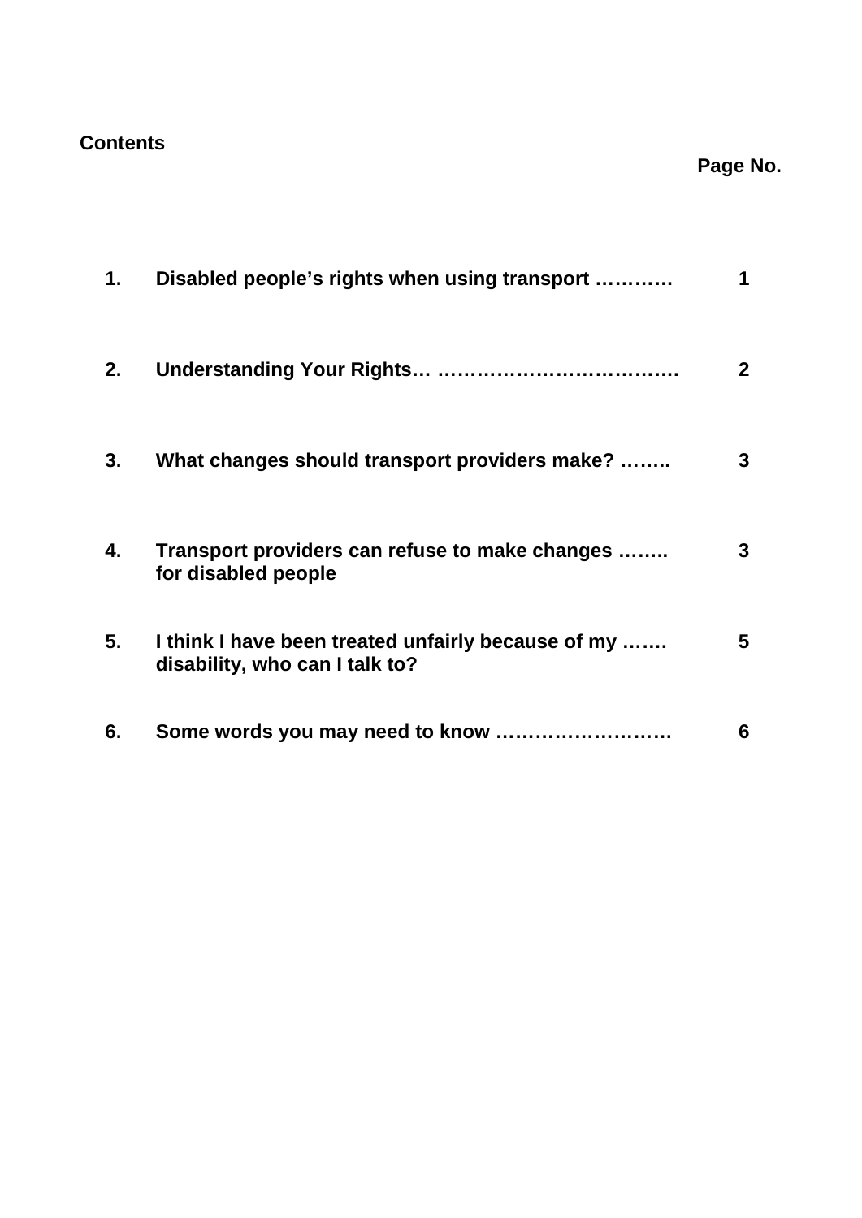**Contents**

| | | Page No. |
|---|---|---|
| **1.** | **Disabled people's rights when using transport …………** | **1** |
| **2.** | **Understanding Your Rights… ……………………………….** | **2** |
| **3.** | **What changes should transport providers make? ……..** | **3** |
| **4.** | **Transport providers can refuse to make changes …….. for disabled people** | **3** |
| **5.** | **I think I have been treated unfairly because of my ……. disability, who can I talk to?** | **5** |
| **6.** | **Some words you may need to know ………………………** | **6** |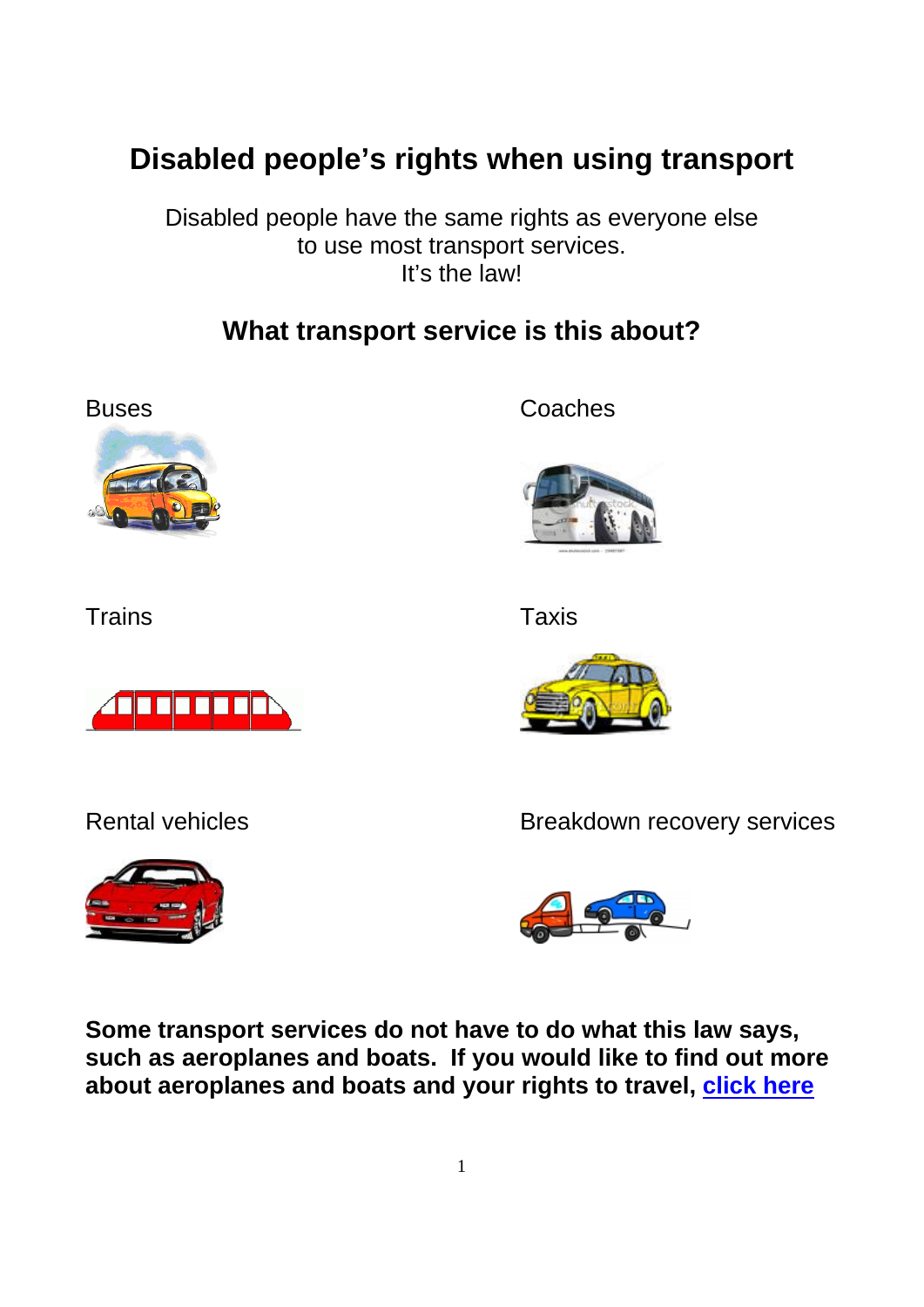# Disabled people's rights when using transport

Disabled people have the same rights as everyone else to use most transport services. It's the law!

## What transport service is this about?

Buses

Coaches

Trains

Taxis

Rental vehicles

Breakdown recovery services

**Some transport services do not have to do what this law says, such as aeroplanes and boats. If you would like to find out more about aeroplanes and boats and your rights to travel, click here**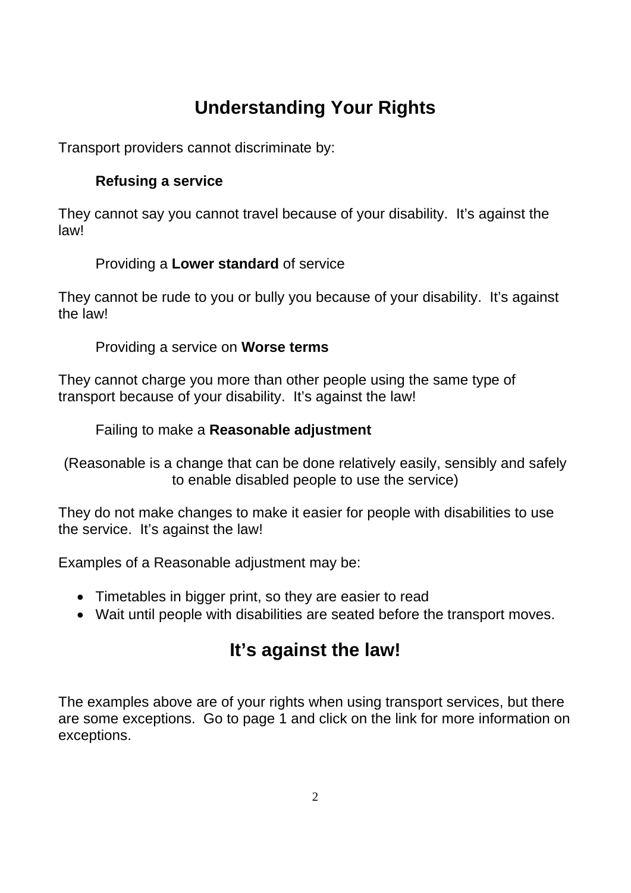# Understanding Your Rights

Transport providers cannot discriminate by:

**Refusing a service**

They cannot say you cannot travel because of your disability. It's against the law!

Providing a **Lower standard** of service

They cannot be rude to you or bully you because of your disability. It's against the law!

Providing a service on **Worse terms**

They cannot charge you more than other people using the same type of transport because of your disability. It's against the law!

Failing to make a **Reasonable adjustment**

(Reasonable is a change that can be done relatively easily, sensibly and safely to enable disabled people to use the service)

They do not make changes to make it easier for people with disabilities to use the service. It's against the law!

Examples of a Reasonable adjustment may be:

- Timetables in bigger print, so they are easier to read
- Wait until people with disabilities are seated before the transport moves.

## It's against the law!

The examples above are of your rights when using transport services, but there are some exceptions. Go to page 1 and click on the link for more information on exceptions.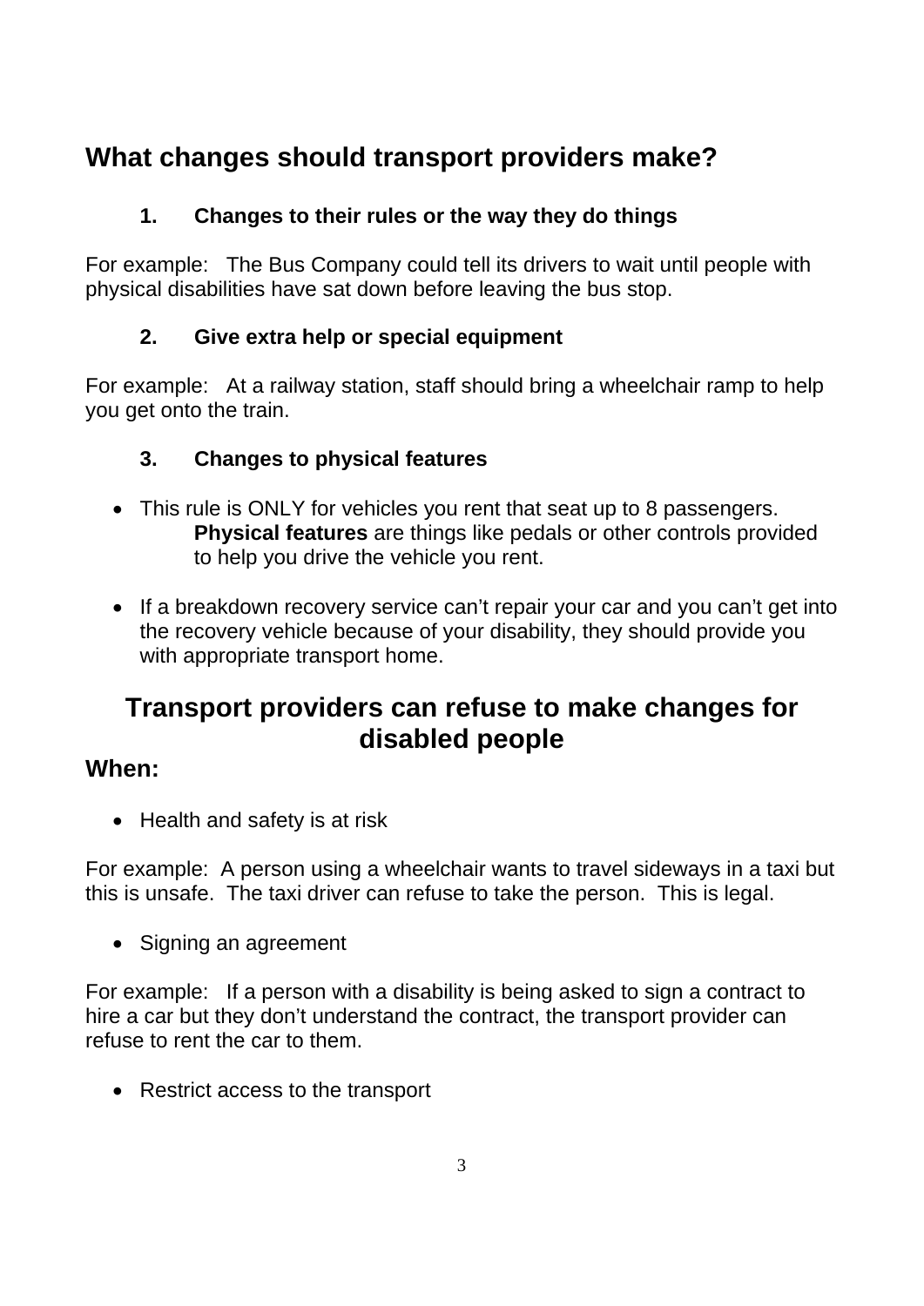## What changes should transport providers make?

### 1. Changes to their rules or the way they do things

For example: The Bus Company could tell its drivers to wait until people with physical disabilities have sat down before leaving the bus stop.

### 2. Give extra help or special equipment

For example: At a railway station, staff should bring a wheelchair ramp to help you get onto the train.

### 3. Changes to physical features

- This rule is ONLY for vehicles you rent that seat up to 8 passengers.
  **Physical features** are things like pedals or other controls provided to help you drive the vehicle you rent.

- If a breakdown recovery service can't repair your car and you can't get into the recovery vehicle because of your disability, they should provide you with appropriate transport home.

## Transport providers can refuse to make changes for disabled people

### When:

- Health and safety is at risk

For example: A person using a wheelchair wants to travel sideways in a taxi but this is unsafe. The taxi driver can refuse to take the person. This is legal.

- Signing an agreement

For example: If a person with a disability is being asked to sign a contract to hire a car but they don't understand the contract, the transport provider can refuse to rent the car to them.

- Restrict access to the transport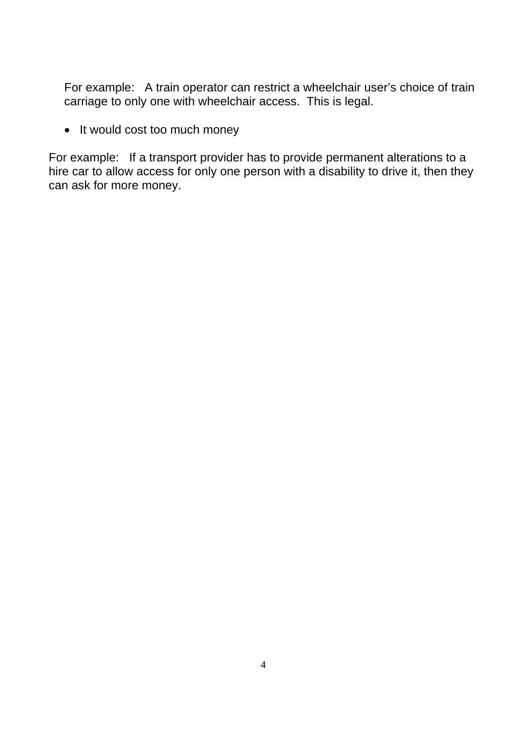For example: A train operator can restrict a wheelchair user's choice of train carriage to only one with wheelchair access. This is legal.

- It would cost too much money

For example: If a transport provider has to provide permanent alterations to a hire car to allow access for only one person with a disability to drive it, then they can ask for more money.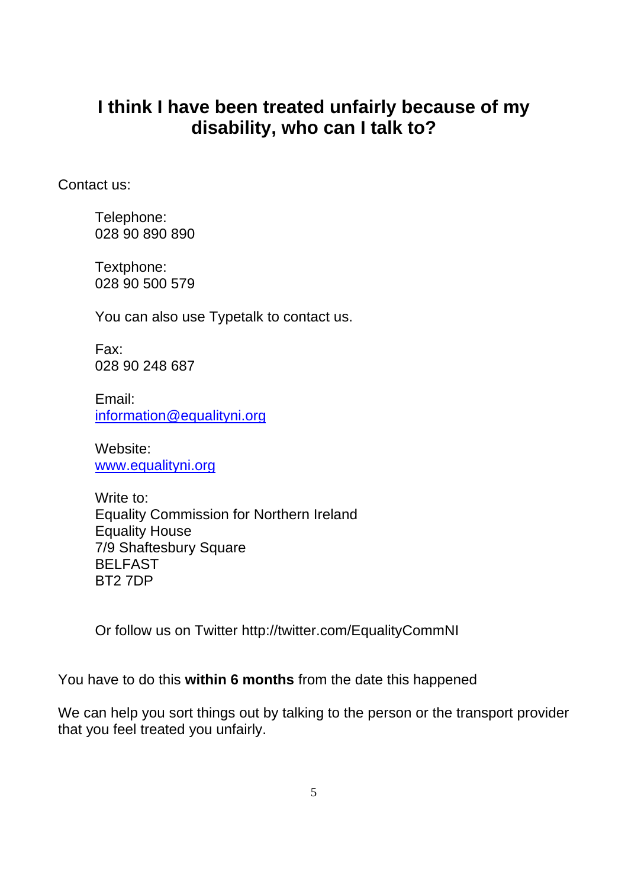## I think I have been treated unfairly because of my disability, who can I talk to?

Contact us:

Telephone:
028 90 890 890

Textphone:
028 90 500 579

You can also use Typetalk to contact us.

Fax:
028 90 248 687

Email:
[information@equalityni.org](mailto:information@equalityni.org)

Website:
[www.equalityni.org](http://www.equalityni.org)

Write to:
Equality Commission for Northern Ireland
Equality House
7/9 Shaftesbury Square
BELFAST
BT2 7DP

Or follow us on Twitter http://twitter.com/EqualityCommNI

You have to do this **within 6 months** from the date this happened

We can help you sort things out by talking to the person or the transport provider that you feel treated you unfairly.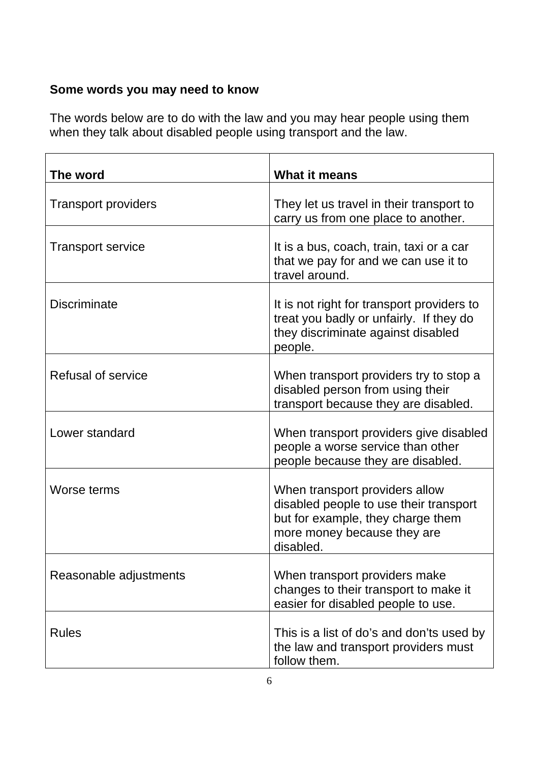**Some words you may need to know**

The words below are to do with the law and you may hear people using them when they talk about disabled people using transport and the law.

| The word | What it means |
|---|---|
| Transport providers | They let us travel in their transport to carry us from one place to another. |
| Transport service | It is a bus, coach, train, taxi or a car that we pay for and we can use it to travel around. |
| Discriminate | It is not right for transport providers to treat you badly or unfairly. If they do they discriminate against disabled people. |
| Refusal of service | When transport providers try to stop a disabled person from using their transport because they are disabled. |
| Lower standard | When transport providers give disabled people a worse service than other people because they are disabled. |
| Worse terms | When transport providers allow disabled people to use their transport but for example, they charge them more money because they are disabled. |
| Reasonable adjustments | When transport providers make changes to their transport to make it easier for disabled people to use. |
| Rules | This is a list of do’s and don’ts used by the law and transport providers must follow them. |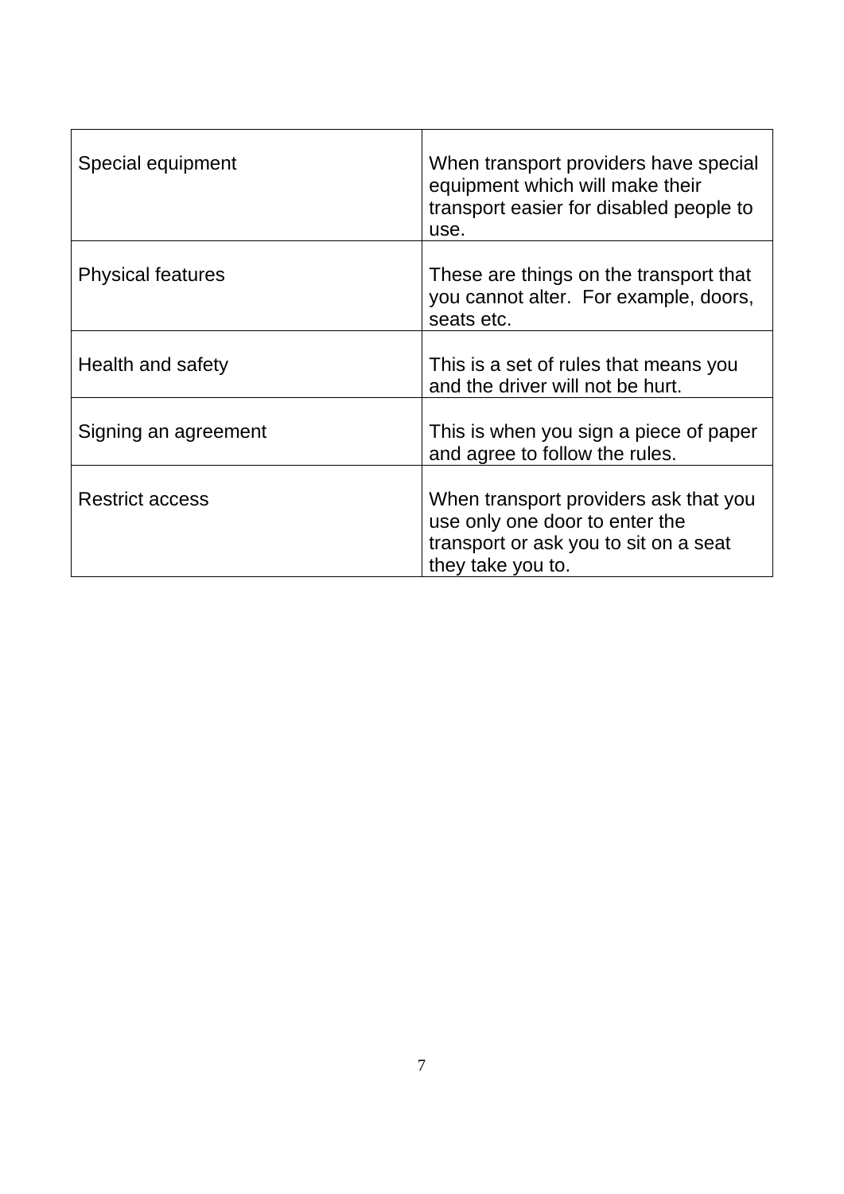| | |
|---|---|
| Special equipment | When transport providers have special equipment which will make their transport easier for disabled people to use. |
| Physical features | These are things on the transport that you cannot alter.  For example, doors, seats etc. |
| Health and safety | This is a set of rules that means you and the driver will not be hurt. |
| Signing an agreement | This is when you sign a piece of paper and agree to follow the rules. |
| Restrict access | When transport providers ask that you use only one door to enter the transport or ask you to sit on a seat they take you to. |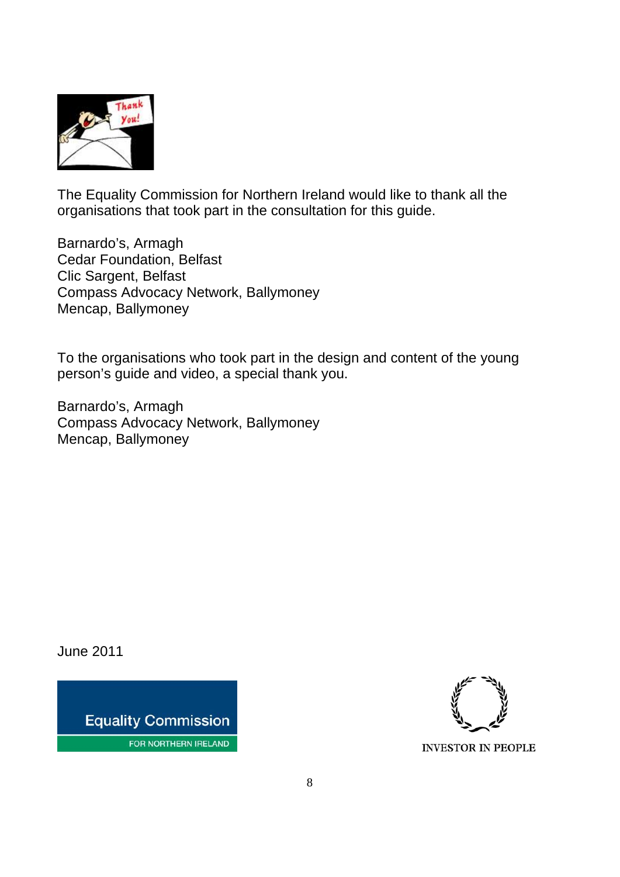The Equality Commission for Northern Ireland would like to thank all the organisations that took part in the consultation for this guide.

Barnardo's, Armagh
Cedar Foundation, Belfast
Clic Sargent, Belfast
Compass Advocacy Network, Ballymoney
Mencap, Ballymoney

To the organisations who took part in the design and content of the young person's guide and video, a special thank you.

Barnardo's, Armagh
Compass Advocacy Network, Ballymoney
Mencap, Ballymoney

June 2011

Equality Commission FOR NORTHERN IRELAND

INVESTOR IN PEOPLE